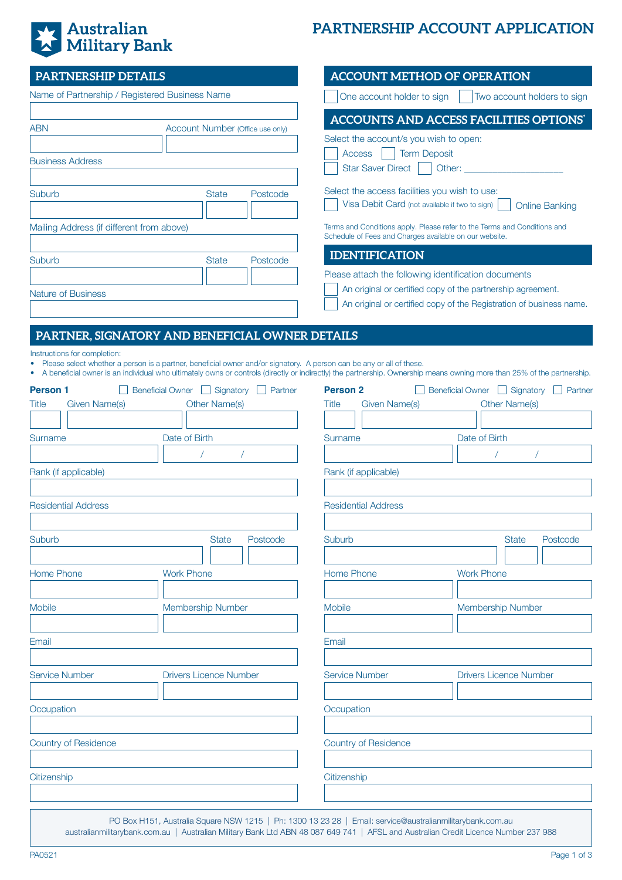# Australian Military Bank

# PARTNERSHIP ACCOUNT APPLICATION

## PARTNERSHIP DETAILS

Name of Partnership / Registered Business Name

ABN

Account Number (Office use only)

Business Address

Suburb | State | Postcode

Mailing Address (if different from above)

Suburb | State | Postcode

Nature of Business

## ACCOUNT METHOD OF OPERATION

☐ One account holder to sign ☐ Two account holders to sign

## ACCOUNTS AND ACCESS FACILITIES OPTIONS*

Select the account/s you wish to open:

☐ Access ☐ Term Deposit

☐ Star Saver Direct ☐ Other: ____________________

Select the access facilities you wish to use:

☐ Visa Debit Card (not available if two to sign) ☐ Online Banking

Terms and Conditions apply. Please refer to the Terms and Conditions and Schedule of Fees and Charges available on our website.

## IDENTIFICATION

Please attach the following identification documents

☐ An original or certified copy of the partnership agreement.

☐ An original or certified copy of the Registration of business name.

## PARTNER, SIGNATORY AND BENEFICIAL OWNER DETAILS

Instructions for completion:

- Please select whether a person is a partner, beneficial owner and/or signatory. A person can be any or all of these.
- A beneficial owner is an individual who ultimately owns or controls (directly or indirectly) the partnership. Ownership means owning more than 25% of the partnership.

**Person 1** ☐ Beneficial Owner ☐ Signatory ☐ Partner

Title | Given Name(s) | Other Name(s)

Surname | Date of Birth &nbsp;&nbsp;/&nbsp;&nbsp;/

Rank (if applicable)

Residential Address

Suburb | State | Postcode

Home Phone | Work Phone

Mobile | Membership Number

Email

Service Number | Drivers Licence Number

Occupation

Country of Residence

Citizenship

**Person 2** ☐ Beneficial Owner ☐ Signatory ☐ Partner

Title | Given Name(s) | Other Name(s)

Surname | Date of Birth &nbsp;&nbsp;/&nbsp;&nbsp;/

Rank (if applicable)

Residential Address

Suburb | State | Postcode

Home Phone | Work Phone

Mobile | Membership Number

Email

Service Number | Drivers Licence Number

Occupation

Country of Residence

Citizenship

PO Box H151, Australia Square NSW 1215 | Ph: 1300 13 23 28 | Email: service@australianmilitarybank.com.au
australianmilitarybank.com.au | Australian Military Bank Ltd ABN 48 087 649 741 | AFSL and Australian Credit Licence Number 237 988

PA0521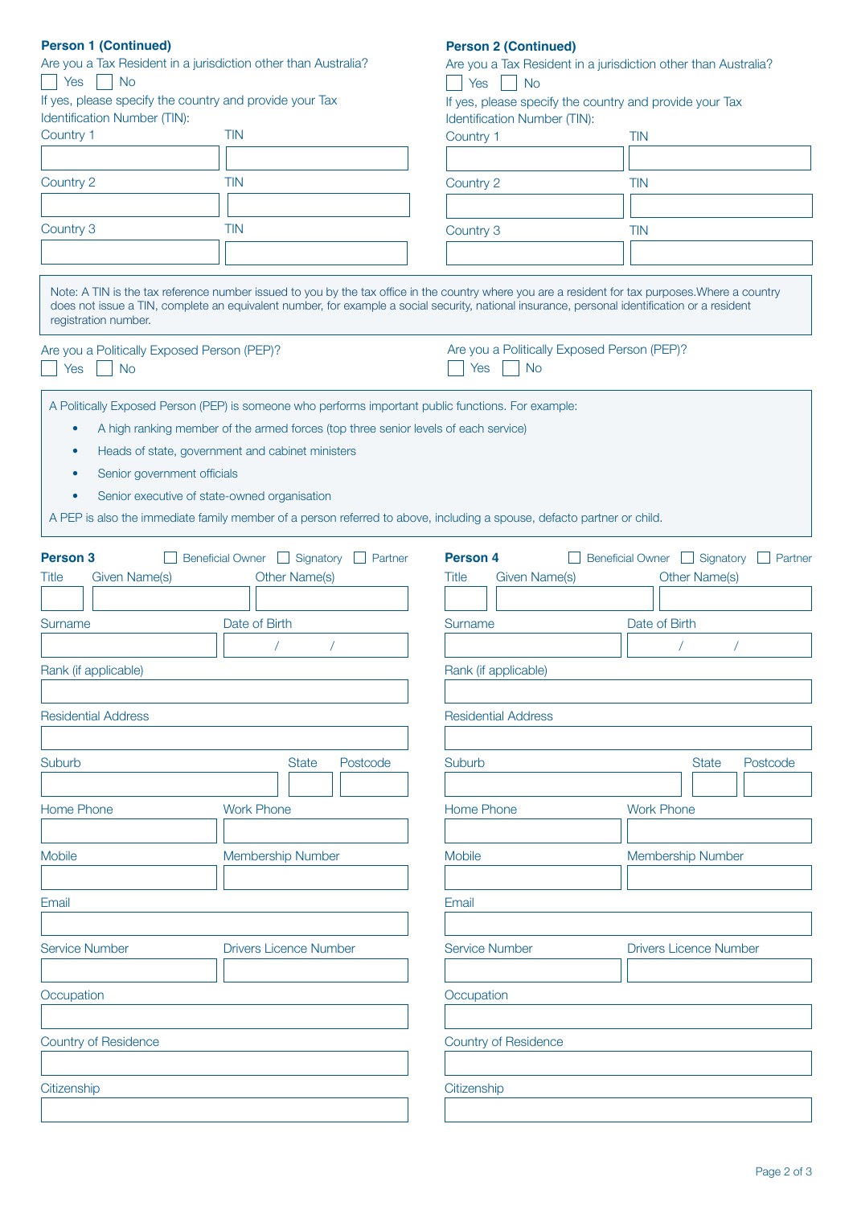**Person 1 (Continued)**

Are you a Tax Resident in a jurisdiction other than Australia?

☐ Yes ☐ No

If yes, please specify the country and provide your Tax Identification Number (TIN):

| Country 1 | TIN |
|---|---|
| | |
| **Country 2** | **TIN** |
| | |
| **Country 3** | **TIN** |
| | |

**Person 2 (Continued)**

Are you a Tax Resident in a jurisdiction other than Australia?

☐ Yes ☐ No

If yes, please specify the country and provide your Tax Identification Number (TIN):

| Country 1 | TIN |
|---|---|
| | |
| **Country 2** | **TIN** |
| | |
| **Country 3** | **TIN** |
| | |

Note: A TIN is the tax reference number issued to you by the tax office in the country where you are a resident for tax purposes.Where a country does not issue a TIN, complete an equivalent number, for example a social security, national insurance, personal identification or a resident registration number.

Are you a Politically Exposed Person (PEP)? (Person 1)

☐ Yes ☐ No

Are you a Politically Exposed Person (PEP)? (Person 2)

☐ Yes ☐ No

A Politically Exposed Person (PEP) is someone who performs important public functions. For example:

- A high ranking member of the armed forces (top three senior levels of each service)
- Heads of state, government and cabinet ministers
- Senior government officials
- Senior executive of state-owned organisation

A PEP is also the immediate family member of a person referred to above, including a spouse, defacto partner or child.

**Person 3** ☐ Beneficial Owner ☐ Signatory ☐ Partner

Title: ______ Given Name(s): ______ Other Name(s): ______

Surname: ______ Date of Birth: ___ / ___ / ___

Rank (if applicable): ______

Residential Address: ______

Suburb: ______ State: ______ Postcode: ______

Home Phone: ______ Work Phone: ______

Mobile: ______ Membership Number: ______

Email: ______

Service Number: ______ Drivers Licence Number: ______

Occupation: ______

Country of Residence: ______

Citizenship: ______

**Person 4** ☐ Beneficial Owner ☐ Signatory ☐ Partner

Title: ______ Given Name(s): ______ Other Name(s): ______

Surname: ______ Date of Birth: ___ / ___ / ___

Rank (if applicable): ______

Residential Address: ______

Suburb: ______ State: ______ Postcode: ______

Home Phone: ______ Work Phone: ______

Mobile: ______ Membership Number: ______

Email: ______

Service Number: ______ Drivers Licence Number: ______

Occupation: ______

Country of Residence: ______

Citizenship: ______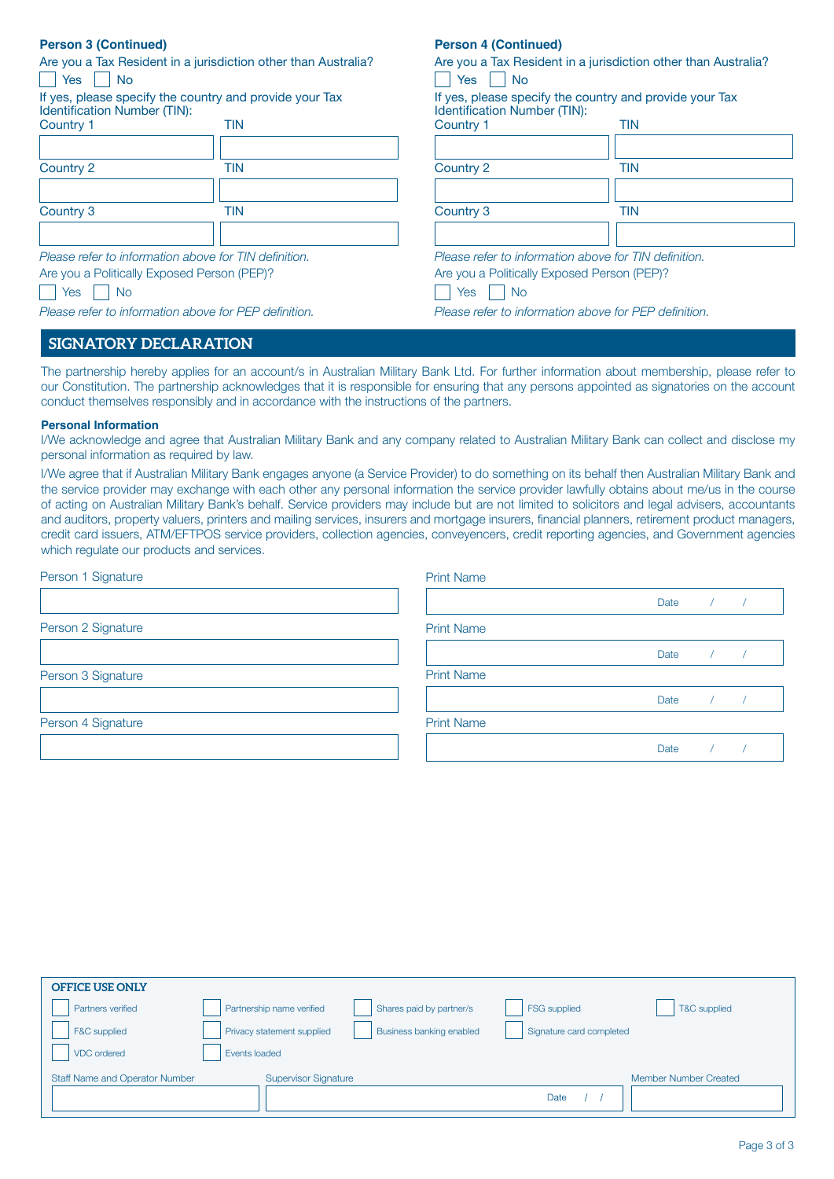**Person 3 (Continued)**

Are you a Tax Resident in a jurisdiction other than Australia?

☐ Yes ☐ No

If yes, please specify the country and provide your Tax Identification Number (TIN):

| Country | TIN |
| --- | --- |
| Country 1 | |
| Country 2 | |
| Country 3 | |

*Please refer to information above for TIN definition.*

Are you a Politically Exposed Person (PEP)?

☐ Yes ☐ No

*Please refer to information above for PEP definition.*

**Person 4 (Continued)**

Are you a Tax Resident in a jurisdiction other than Australia?

☐ Yes ☐ No

If yes, please specify the country and provide your Tax Identification Number (TIN):

| Country | TIN |
| --- | --- |
| Country 1 | |
| Country 2 | |
| Country 3 | |

*Please refer to information above for TIN definition.*

Are you a Politically Exposed Person (PEP)?

☐ Yes ☐ No

*Please refer to information above for PEP definition.*

## SIGNATORY DECLARATION

The partnership hereby applies for an account/s in Australian Military Bank Ltd. For further information about membership, please refer to our Constitution. The partnership acknowledges that it is responsible for ensuring that any persons appointed as signatories on the account conduct themselves responsibly and in accordance with the instructions of the partners.

**Personal Information**

I/We acknowledge and agree that Australian Military Bank and any company related to Australian Military Bank can collect and disclose my personal information as required by law.

I/We agree that if Australian Military Bank engages anyone (a Service Provider) to do something on its behalf then Australian Military Bank and the service provider may exchange with each other any personal information the service provider lawfully obtains about me/us in the course of acting on Australian Military Bank's behalf. Service providers may include but are not limited to solicitors and legal advisers, accountants and auditors, property valuers, printers and mailing services, insurers and mortgage insurers, financial planners, retirement product managers, credit card issuers, ATM/EFTPOS service providers, collection agencies, conveyencers, credit reporting agencies, and Government agencies which regulate our products and services.

| Signature | Print Name | Date |
| --- | --- | --- |
| Person 1 Signature | | / / |
| Person 2 Signature | | / / |
| Person 3 Signature | | / / |
| Person 4 Signature | | / / |

**OFFICE USE ONLY**

☐ Partners verified ☐ Partnership name verified ☐ Shares paid by partner/s ☐ FSG supplied ☐ T&C supplied

☐ F&C supplied ☐ Privacy statement supplied ☐ Business banking enabled ☐ Signature card completed

☐ VDC ordered ☐ Events loaded

| Staff Name and Operator Number | Supervisor Signature | Date | Member Number Created |
| --- | --- | --- | --- |
| | | / / | |